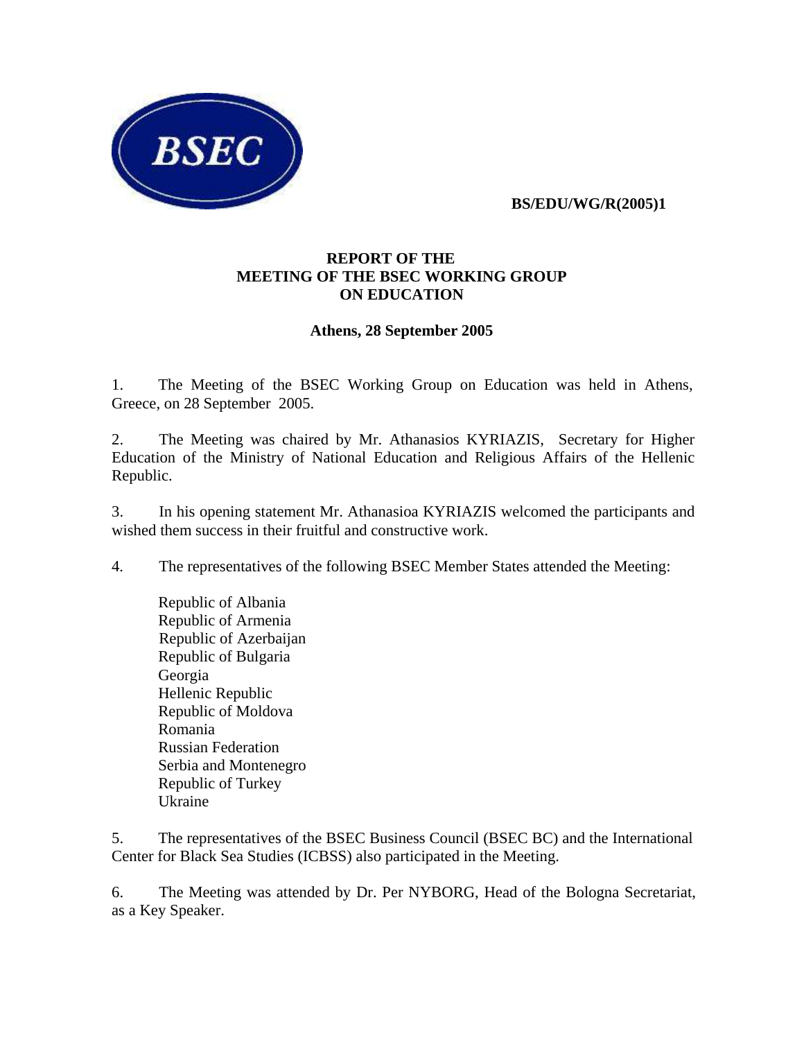BSEC

**BS/EDU/WG/R(2005)1**

**REPORT OF THE MEETING OF THE BSEC WORKING GROUP ON EDUCATION**

**Athens, 28 September 2005**

1. The Meeting of the BSEC Working Group on Education was held in Athens, Greece, on 28 September 2005.

2. The Meeting was chaired by Mr. Athanasios KYRIAZIS, Secretary for Higher Education of the Ministry of National Education and Religious Affairs of the Hellenic Republic.

3. In his opening statement Mr. Athanasioa KYRIAZIS welcomed the participants and wished them success in their fruitful and constructive work.

4. The representatives of the following BSEC Member States attended the Meeting:

   Republic of Albania
   Republic of Armenia
   Republic of Azerbaijan
   Republic of Bulgaria
   Georgia
   Hellenic Republic
   Republic of Moldova
   Romania
   Russian Federation
   Serbia and Montenegro
   Republic of Turkey
   Ukraine

5. The representatives of the BSEC Business Council (BSEC BC) and the International Center for Black Sea Studies (ICBSS) also participated in the Meeting.

6. The Meeting was attended by Dr. Per NYBORG, Head of the Bologna Secretariat, as a Key Speaker.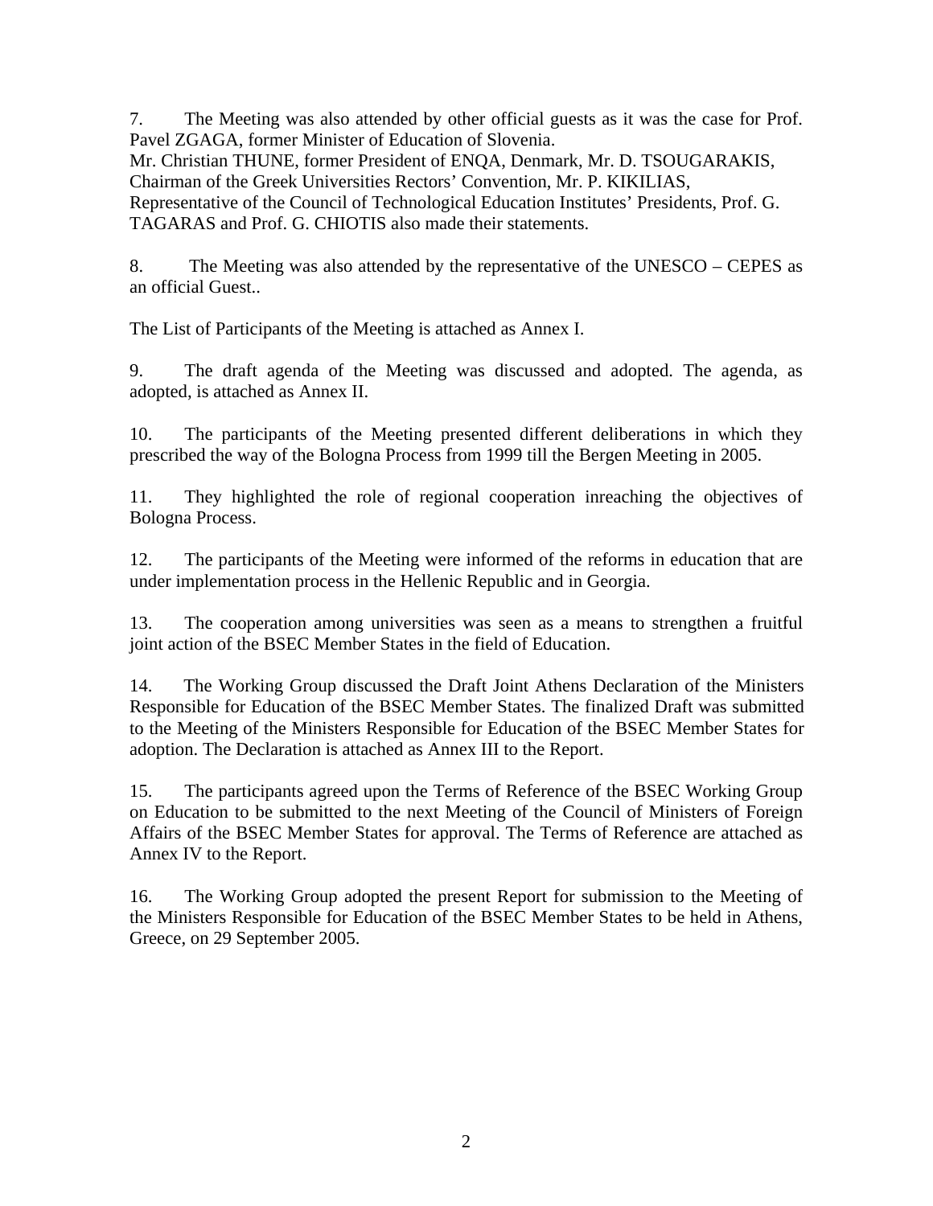7. The Meeting was also attended by other official guests as it was the case for Prof. Pavel ZGAGA, former Minister of Education of Slovenia.
Mr. Christian THUNE, former President of ENQA, Denmark, Mr. D. TSOUGARAKIS, Chairman of the Greek Universities Rectors' Convention, Mr. P. KIKILIAS, Representative of the Council of Technological Education Institutes' Presidents, Prof. G. TAGARAS and Prof. G. CHIOTIS also made their statements.

8. The Meeting was also attended by the representative of the UNESCO – CEPES as an official Guest..

The List of Participants of the Meeting is attached as Annex I.

9. The draft agenda of the Meeting was discussed and adopted. The agenda, as adopted, is attached as Annex II.

10. The participants of the Meeting presented different deliberations in which they prescribed the way of the Bologna Process from 1999 till the Bergen Meeting in 2005.

11. They highlighted the role of regional cooperation inreaching the objectives of Bologna Process.

12. The participants of the Meeting were informed of the reforms in education that are under implementation process in the Hellenic Republic and in Georgia.

13. The cooperation among universities was seen as a means to strengthen a fruitful joint action of the BSEC Member States in the field of Education.

14. The Working Group discussed the Draft Joint Athens Declaration of the Ministers Responsible for Education of the BSEC Member States. The finalized Draft was submitted to the Meeting of the Ministers Responsible for Education of the BSEC Member States for adoption. The Declaration is attached as Annex III to the Report.

15. The participants agreed upon the Terms of Reference of the BSEC Working Group on Education to be submitted to the next Meeting of the Council of Ministers of Foreign Affairs of the BSEC Member States for approval. The Terms of Reference are attached as Annex IV to the Report.

16. The Working Group adopted the present Report for submission to the Meeting of the Ministers Responsible for Education of the BSEC Member States to be held in Athens, Greece, on 29 September 2005.